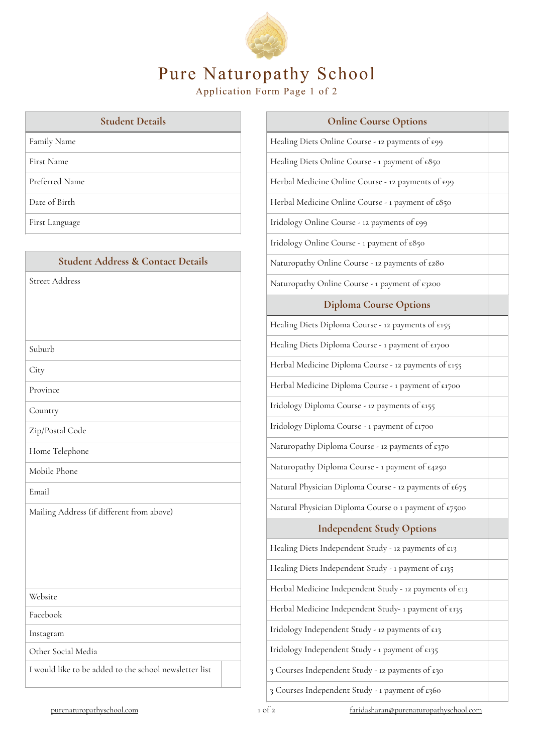# Pure Naturopathy School

Application Form Page 1 of 2

| Student Details | |
|---|---|
| Family Name | |
| First Name | |
| Preferred Name | |
| Date of Birth | |
| First Language | |

| Student Address & Contact Details | |
|---|---|
| Street Address | |
| Suburb | |
| City | |
| Province | |
| Country | |
| Zip/Postal Code | |
| Home Telephone | |
| Mobile Phone | |
| Email | |
| Mailing Address (if different from above) | |
| Website | |
| Facebook | |
| Instagram | |
| Other Social Media | |
| I would like to be added to the school newsletter list | |

| Online Course Options | |
|---|---|
| Healing Diets Online Course - 12 payments of £99 | |
| Healing Diets Online Course - 1 payment of £850 | |
| Herbal Medicine Online Course - 12 payments of £99 | |
| Herbal Medicine Online Course - 1 payment of £850 | |
| Iridology Online Course - 12 payments of £99 | |
| Iridology Online Course - 1 payment of £850 | |
| Naturopathy Online Course - 12 payments of £280 | |
| Naturopathy Online Course - 1 payment of £3200 | |
| **Diploma Course Options** | |
| Healing Diets Diploma Course - 12 payments of £155 | |
| Healing Diets Diploma Course - 1 payment of £1700 | |
| Herbal Medicine Diploma Course - 12 payments of £155 | |
| Herbal Medicine Diploma Course - 1 payment of £1700 | |
| Iridology Diploma Course - 12 payments of £155 | |
| Iridology Diploma Course - 1 payment of £1700 | |
| Naturopathy Diploma Course - 12 payments of £370 | |
| Naturopathy Diploma Course - 1 payment of £4250 | |
| Natural Physician Diploma Course - 12 payments of £675 | |
| Natural Physician Diploma Course o 1 payment of £7500 | |
| **Independent Study Options** | |
| Healing Diets Independent Study - 12 payments of £13 | |
| Healing Diets Independent Study - 1 payment of £135 | |
| Herbal Medicine Independent Study - 12 payments of £13 | |
| Herbal Medicine Independent Study- 1 payment of £135 | |
| Iridology Independent Study - 12 payments of £13 | |
| Iridology Independent Study - 1 payment of £135 | |
| 3 Courses Independent Study - 12 payments of £30 | |
| 3 Courses Independent Study - 1 payment of £360 | |

purenaturopathyschool.com

faridasharan@purenaturopathyschool.com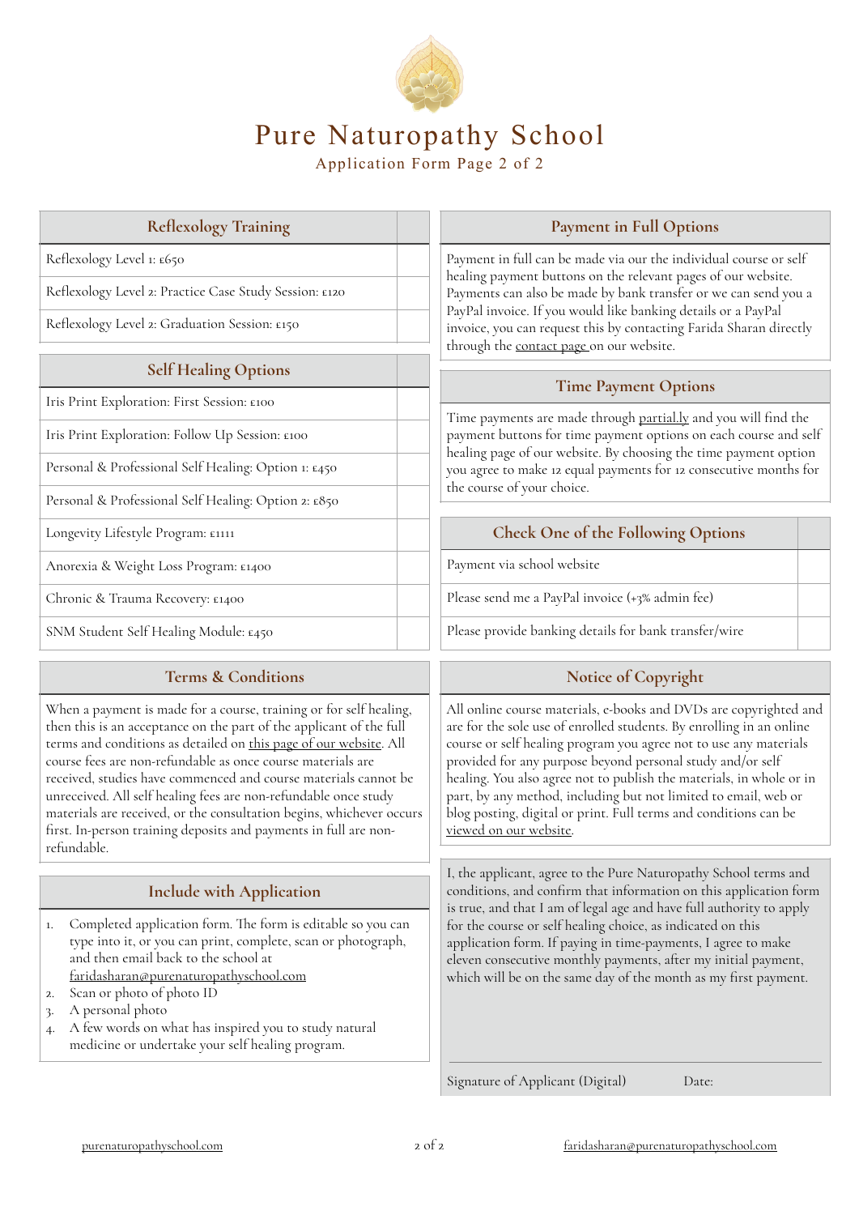# Pure Naturopathy School

Application Form Page 2 of 2

| Reflexology Training | |
|---|---|
| Reflexology Level 1: £650 | |
| Reflexology Level 2: Practice Case Study Session: £120 | |
| Reflexology Level 2: Graduation Session: £150 | |

| Self Healing Options | |
|---|---|
| Iris Print Exploration: First Session: £100 | |
| Iris Print Exploration: Follow Up Session: £100 | |
| Personal & Professional Self Healing: Option 1: £450 | |
| Personal & Professional Self Healing: Option 2: £850 | |
| Longevity Lifestyle Program: £1111 | |
| Anorexia & Weight Loss Program: £1400 | |
| Chronic & Trauma Recovery: £1400 | |
| SNM Student Self Healing Module: £450 | |

## Payment in Full Options

Payment in full can be made via our the individual course or self healing payment buttons on the relevant pages of our website. Payments can also be made by bank transfer or we can send you a PayPal invoice. If you would like banking details or a PayPal invoice, you can request this by contacting Farida Sharan directly through the contact page on our website.

## Time Payment Options

Time payments are made through partial.ly and you will find the payment buttons for time payment options on each course and self healing page of our website. By choosing the time payment option you agree to make 12 equal payments for 12 consecutive months for the course of your choice.

| Check One of the Following Options | |
|---|---|
| Payment via school website | |
| Please send me a PayPal invoice (+3% admin fee) | |
| Please provide banking details for bank transfer/wire | |

## Terms & Conditions

When a payment is made for a course, training or for self healing, then this is an acceptance on the part of the applicant of the full terms and conditions as detailed on this page of our website. All course fees are non-refundable as once course materials are received, studies have commenced and course materials cannot be unreceived. All self healing fees are non-refundable once study materials are received, or the consultation begins, whichever occurs first. In-person training deposits and payments in full are non-refundable.

## Include with Application

1. Completed application form. The form is editable so you can type into it, or you can print, complete, scan or photograph, and then email back to the school at faridasharan@purenaturopathyschool.com
2. Scan or photo of photo ID
3. A personal photo
4. A few words on what has inspired you to study natural medicine or undertake your self healing program.

## Notice of Copyright

All online course materials, e-books and DVDs are copyrighted and are for the sole use of enrolled students. By enrolling in an online course or self healing program you agree not to use any materials provided for any purpose beyond personal study and/or self healing. You also agree not to publish the materials, in whole or in part, by any method, including but not limited to email, web or blog posting, digital or print. Full terms and conditions can be viewed on our website.

I, the applicant, agree to the Pure Naturopathy School terms and conditions, and confirm that information on this application form is true, and that I am of legal age and have full authority to apply for the course or self healing choice, as indicated on this application form. If paying in time-payments, I agree to make eleven consecutive monthly payments, after my initial payment, which will be on the same day of the month as my first payment.

Signature of Applicant (Digital) Date: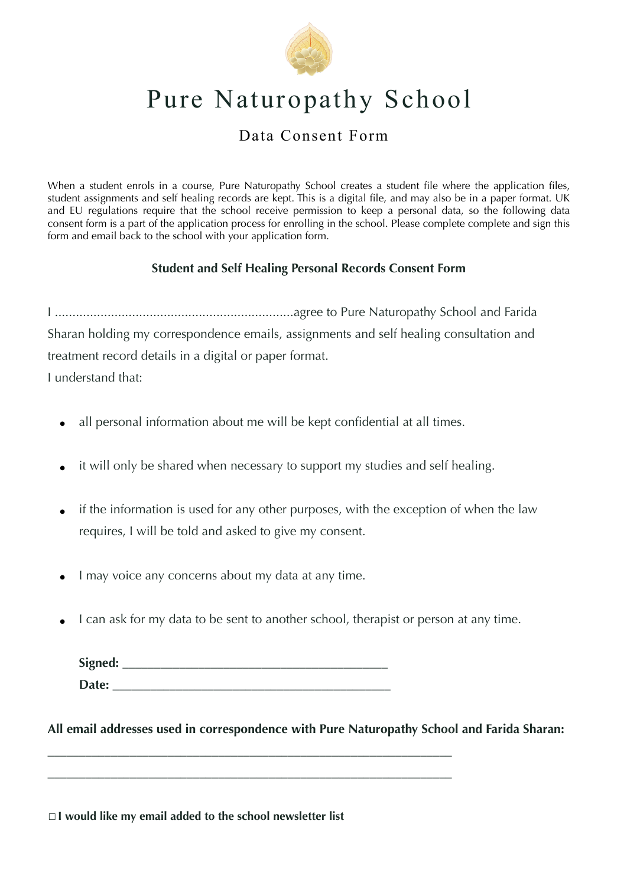// Pure Naturopathy School

## Data Consent Form

When a student enrols in a course, Pure Naturopathy School creates a student file where the application files, student assignments and self healing records are kept. This is a digital file, and may also be in a paper format. UK and EU regulations require that the school receive permission to keep a personal data, so the following data consent form is a part of the application process for enrolling in the school. Please complete complete and sign this form and email back to the school with your application form.

### Student and Self Healing Personal Records Consent Form

I ....................................................................agree to Pure Naturopathy School and Farida Sharan holding my correspondence emails, assignments and self healing consultation and treatment record details in a digital or paper format.

I understand that:

- all personal information about me will be kept confidential at all times.
- it will only be shared when necessary to support my studies and self healing.
- if the information is used for any other purposes, with the exception of when the law requires, I will be told and asked to give my consent.
- I may voice any concerns about my data at any time.
- I can ask for my data to be sent to another school, therapist or person at any time.

**Signed:** ________________________________________

**Date:** __________________________________________

**All email addresses used in correspondence with Pure Naturopathy School and Farida Sharan:**

______________________________________________________________

______________________________________________________________

☐ **I would like my email added to the school newsletter list**